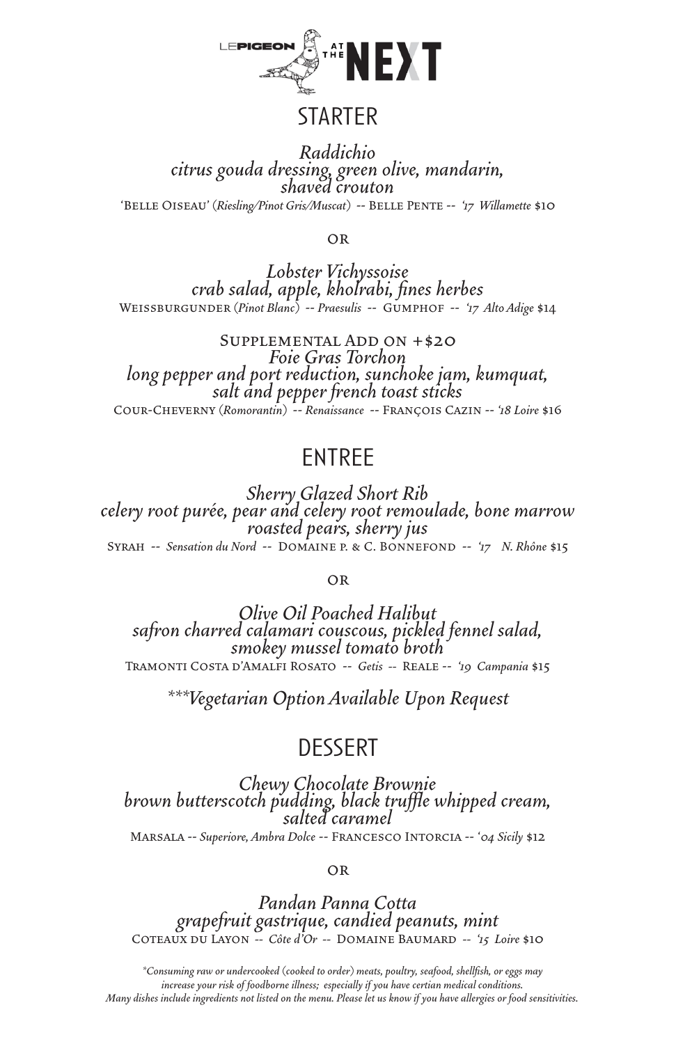LE PIGEON AT THE NEXT

## STARTER

*Raddichio*
*citrus gouda dressing, green olive, mandarin, shaved crouton*
'Belle Oiseau' (*Riesling/Pinot Gris/Muscat*) -- Belle Pente -- *'17 Willamette* $10

OR

*Lobster Vichyssoise*
*crab salad, apple, kholrabi, fines herbes*
Weissburgunder (*Pinot Blanc*) -- *Praesulis* -- Gumphof -- *'17 Alto Adige* $14

Supplemental Add on +$20
*Foie Gras Torchon*
*long pepper and port reduction, sunchoke jam, kumquat, salt and pepper french toast sticks*
Cour-Cheverny (*Romorantin*) -- *Renaissance* -- François Cazin -- *'18 Loire* $16

## ENTREE

*Sherry Glazed Short Rib*
*celery root purée, pear and celery root remoulade, bone marrow roasted pears, sherry jus*
Syrah -- *Sensation du Nord* -- Domaine P. & C. Bonnefond -- *'17 N. Rhône* $15

OR

*Olive Oil Poached Halibut*
*safron charred calamari couscous, pickled fennel salad, smokey mussel tomato broth*
Tramonti Costa d'Amalfi Rosato -- *Getis* -- Reale -- *'19 Campania* $15

****Vegetarian Option Available Upon Request*

## DESSERT

*Chewy Chocolate Brownie*
*brown butterscotch pudding, black truffle whipped cream, salted caramel*
Marsala -- *Superiore, Ambra Dolce* -- Francesco Intorcia -- *'04 Sicily* $12

OR

*Pandan Panna Cotta*
*grapefruit gastrique, candied peanuts, mint*
Coteaux du Layon -- *Côte d'Or* -- Domaine Baumard -- *'15 Loire* $10

*\*Consuming raw or undercooked (cooked to order) meats, poultry, seafood, shellfish, or eggs may increase your risk of foodborne illness; especially if you have certian medical conditions. Many dishes include ingredients not listed on the menu. Please let us know if you have allergies or food sensitivities.*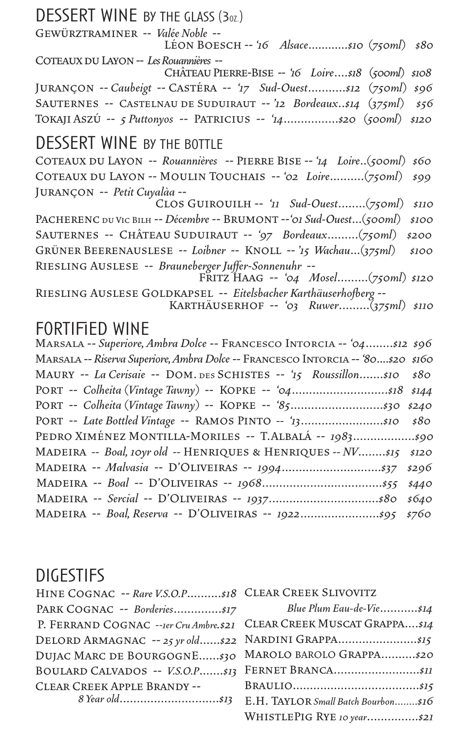## DESSERT WINE BY THE GLASS (3oz.)

Gewürztraminer -- *Valée Noble* -- Léon Boesch -- '16 Alsace............$10 (750ml) $80

Coteaux du Layon -- *Les Rouannières* -- Château Pierre-Bise -- '16 Loire....$18 (500ml) $108

Jurançon -- *Caubeigt* -- Castéra -- '17 Sud-Ouest...........$12 (750ml) $96

Sauternes -- Castelnau de Suduiraut -- '12 Bordeaux..$14 (375ml) $56

Tokaji Aszú -- *5 Puttonyos* -- Patricius -- '14................$20 (500ml) $120

## DESSERT WINE BY THE BOTTLE

Coteaux du Layon -- *Rouannières* -- Pierre Bise -- '14 Loire..(500ml) $60

Coteaux du Layon -- Moulin Touchais -- '02 Loire..........(750ml) $99

Jurançon -- *Petit Cuyalàa* -- Clos Guirouilh -- '11 Sud-Ouest........(750ml) $110

Pacherenc du Vic Bilh -- *Décembre* -- Brumont --'01 Sud-Ouest...(500ml) $100

Sauternes -- Château Suduiraut -- '97 Bordeaux.........(750ml) $200

Grüner Beerenauslese -- *Loibner* -- Knoll -- '15 Wachau...(375ml) $100

Riesling Auslese -- *Brauneberger Juffer-Sonnenuhr* -- Fritz Haag -- '04 Mosel.........(750ml) $120

Riesling Auslese Goldkapsel -- *Eitelsbacher Karthäuserhofberg* -- Karthäuserhof -- '03 Ruwer.........(375ml) $110

## FORTIFIED WINE

Marsala -- *Superiore, Ambra Dolce* -- Francesco Intorcia -- '04........$12 $96

Marsala -- *Riserva Superiore, Ambra Dolce* -- Francesco Intorcia -- '80....$20 $160

Maury -- *La Cerisaie* -- Dom. des Schistes -- '15 Roussillon.......$10 $80

Port -- *Colheita (Vintage Tawny)* -- Kopke -- '04............................$18 $144

Port -- *Colheita (Vintage Tawny)* -- Kopke -- '85...........................$30 $240

Port -- *Late Bottled Vintage* -- Ramos Pinto -- '13........................$10 $80

Pedro Ximénez Montilla-Moriles -- T.Albalá -- *1983*..................$90

Madeira -- *Boal, 10yr old* -- Henriques & Henriques -- *NV*........$15 $120

Madeira -- *Malvasia* -- D'Oliveiras -- *1994*.............................$37 $296

Madeira -- *Boal* -- D'Oliveiras -- *1968*.................................$55 $440

Madeira -- *Sercial* -- D'Oliveiras -- *1937*...............................$80 $640

Madeira -- *Boal, Reserva* -- D'Oliveiras -- *1922*.......................$95 $760

## DIGESTIFS

Hine Cognac -- *Rare V.S.O.P*..........$18

Park Cognac -- *Borderies*..............$17

P. Ferrand Cognac -- *1er Cru Ambre*.$21

Delord Armagnac -- *25 yr old*......$22

Dujac Marc de Bourgogne......$30

Boulard Calvados -- *V.S.O.P*.......$13

Clear Creek Apple Brandy -- *8 Year old*............................$13

Clear Creek Slivovitz *Blue Plum Eau-de-Vie*...........$14

Clear Creek Muscat Grappa....$14

Nardini Grappa.......................$15

Marolo barolo Grappa..........$20

Fernet Branca.........................$11

Braulio....................................$15

E.H. Taylor *Small Batch Bourbon*........$16

WhistlePig Rye *10 year*...............$21